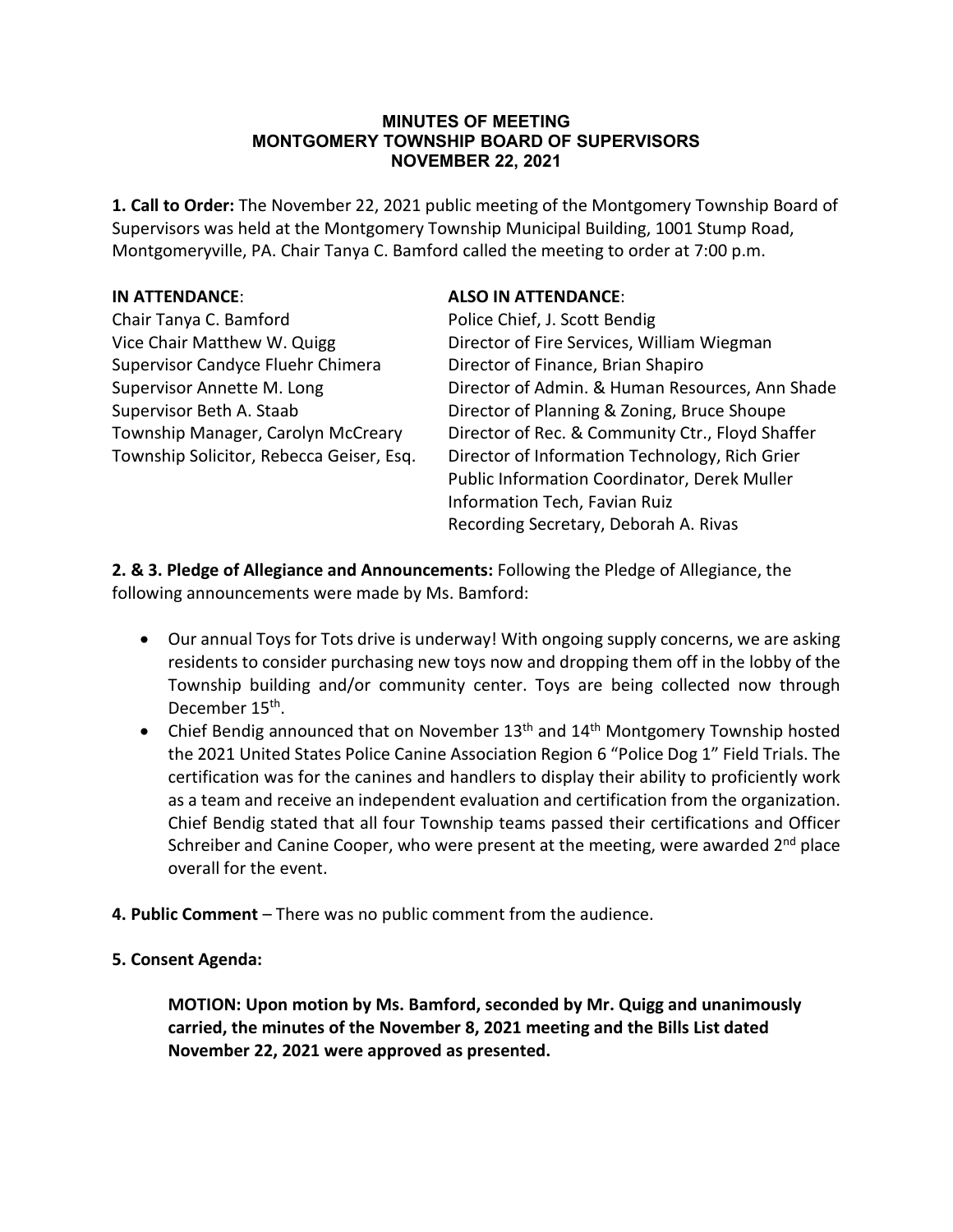# MINUTES OF MEETING
# MONTGOMERY TOWNSHIP BOARD OF SUPERVISORS
# NOVEMBER 22, 2021

**1. Call to Order:** The November 22, 2021 public meeting of the Montgomery Township Board of Supervisors was held at the Montgomery Township Municipal Building, 1001 Stump Road, Montgomeryville, PA. Chair Tanya C. Bamford called the meeting to order at 7:00 p.m.

**IN ATTENDANCE**:
Chair Tanya C. Bamford
Vice Chair Matthew W. Quigg
Supervisor Candyce Fluehr Chimera
Supervisor Annette M. Long
Supervisor Beth A. Staab
Township Manager, Carolyn McCreary
Township Solicitor, Rebecca Geiser, Esq.

**ALSO IN ATTENDANCE**:
Police Chief, J. Scott Bendig
Director of Fire Services, William Wiegman
Director of Finance, Brian Shapiro
Director of Admin. & Human Resources, Ann Shade
Director of Planning & Zoning, Bruce Shoupe
Director of Rec. & Community Ctr., Floyd Shaffer
Director of Information Technology, Rich Grier
Public Information Coordinator, Derek Muller
Information Tech, Favian Ruiz
Recording Secretary, Deborah A. Rivas

**2. & 3. Pledge of Allegiance and Announcements:** Following the Pledge of Allegiance, the following announcements were made by Ms. Bamford:

- Our annual Toys for Tots drive is underway! With ongoing supply concerns, we are asking residents to consider purchasing new toys now and dropping them off in the lobby of the Township building and/or community center. Toys are being collected now through December 15th.
- Chief Bendig announced that on November 13th and 14th Montgomery Township hosted the 2021 United States Police Canine Association Region 6 "Police Dog 1" Field Trials. The certification was for the canines and handlers to display their ability to proficiently work as a team and receive an independent evaluation and certification from the organization. Chief Bendig stated that all four Township teams passed their certifications and Officer Schreiber and Canine Cooper, who were present at the meeting, were awarded 2nd place overall for the event.

**4. Public Comment** – There was no public comment from the audience.

**5. Consent Agenda:**

> **MOTION: Upon motion by Ms. Bamford, seconded by Mr. Quigg and unanimously carried, the minutes of the November 8, 2021 meeting and the Bills List dated November 22, 2021 were approved as presented.**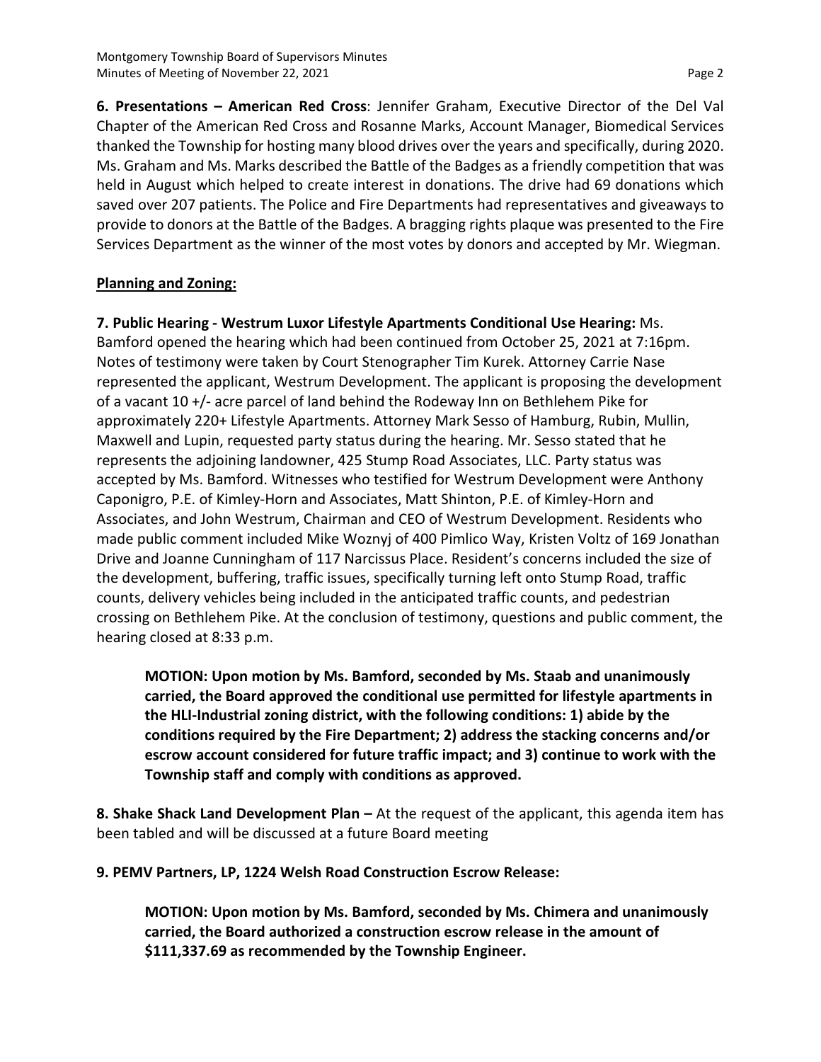**6. Presentations – American Red Cross**: Jennifer Graham, Executive Director of the Del Val Chapter of the American Red Cross and Rosanne Marks, Account Manager, Biomedical Services thanked the Township for hosting many blood drives over the years and specifically, during 2020. Ms. Graham and Ms. Marks described the Battle of the Badges as a friendly competition that was held in August which helped to create interest in donations. The drive had 69 donations which saved over 207 patients. The Police and Fire Departments had representatives and giveaways to provide to donors at the Battle of the Badges. A bragging rights plaque was presented to the Fire Services Department as the winner of the most votes by donors and accepted by Mr. Wiegman.

**Planning and Zoning:**

**7. Public Hearing - Westrum Luxor Lifestyle Apartments Conditional Use Hearing:** Ms. Bamford opened the hearing which had been continued from October 25, 2021 at 7:16pm. Notes of testimony were taken by Court Stenographer Tim Kurek. Attorney Carrie Nase represented the applicant, Westrum Development. The applicant is proposing the development of a vacant 10 +/- acre parcel of land behind the Rodeway Inn on Bethlehem Pike for approximately 220+ Lifestyle Apartments. Attorney Mark Sesso of Hamburg, Rubin, Mullin, Maxwell and Lupin, requested party status during the hearing. Mr. Sesso stated that he represents the adjoining landowner, 425 Stump Road Associates, LLC. Party status was accepted by Ms. Bamford. Witnesses who testified for Westrum Development were Anthony Caponigro, P.E. of Kimley-Horn and Associates, Matt Shinton, P.E. of Kimley-Horn and Associates, and John Westrum, Chairman and CEO of Westrum Development. Residents who made public comment included Mike Woznyj of 400 Pimlico Way, Kristen Voltz of 169 Jonathan Drive and Joanne Cunningham of 117 Narcissus Place. Resident's concerns included the size of the development, buffering, traffic issues, specifically turning left onto Stump Road, traffic counts, delivery vehicles being included in the anticipated traffic counts, and pedestrian crossing on Bethlehem Pike. At the conclusion of testimony, questions and public comment, the hearing closed at 8:33 p.m.

> **MOTION: Upon motion by Ms. Bamford, seconded by Ms. Staab and unanimously carried, the Board approved the conditional use permitted for lifestyle apartments in the HLI-Industrial zoning district, with the following conditions: 1) abide by the conditions required by the Fire Department; 2) address the stacking concerns and/or escrow account considered for future traffic impact; and 3) continue to work with the Township staff and comply with conditions as approved.**

**8. Shake Shack Land Development Plan –** At the request of the applicant, this agenda item has been tabled and will be discussed at a future Board meeting

**9. PEMV Partners, LP, 1224 Welsh Road Construction Escrow Release:**

> **MOTION: Upon motion by Ms. Bamford, seconded by Ms. Chimera and unanimously carried, the Board authorized a construction escrow release in the amount of $111,337.69 as recommended by the Township Engineer.**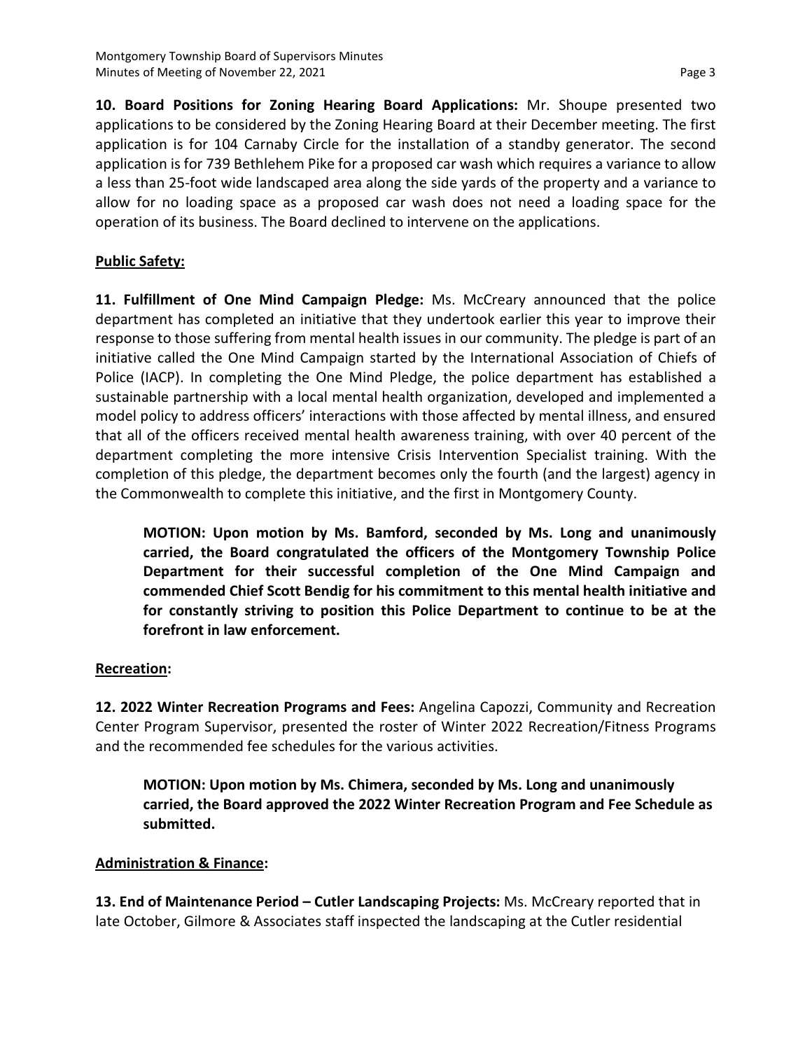**10. Board Positions for Zoning Hearing Board Applications:** Mr. Shoupe presented two applications to be considered by the Zoning Hearing Board at their December meeting. The first application is for 104 Carnaby Circle for the installation of a standby generator. The second application is for 739 Bethlehem Pike for a proposed car wash which requires a variance to allow a less than 25-foot wide landscaped area along the side yards of the property and a variance to allow for no loading space as a proposed car wash does not need a loading space for the operation of its business. The Board declined to intervene on the applications.

**Public Safety:**

**11. Fulfillment of One Mind Campaign Pledge:** Ms. McCreary announced that the police department has completed an initiative that they undertook earlier this year to improve their response to those suffering from mental health issues in our community. The pledge is part of an initiative called the One Mind Campaign started by the International Association of Chiefs of Police (IACP). In completing the One Mind Pledge, the police department has established a sustainable partnership with a local mental health organization, developed and implemented a model policy to address officers' interactions with those affected by mental illness, and ensured that all of the officers received mental health awareness training, with over 40 percent of the department completing the more intensive Crisis Intervention Specialist training. With the completion of this pledge, the department becomes only the fourth (and the largest) agency in the Commonwealth to complete this initiative, and the first in Montgomery County.

> **MOTION: Upon motion by Ms. Bamford, seconded by Ms. Long and unanimously carried, the Board congratulated the officers of the Montgomery Township Police Department for their successful completion of the One Mind Campaign and commended Chief Scott Bendig for his commitment to this mental health initiative and for constantly striving to position this Police Department to continue to be at the forefront in law enforcement.**

**Recreation:**

**12. 2022 Winter Recreation Programs and Fees:** Angelina Capozzi, Community and Recreation Center Program Supervisor, presented the roster of Winter 2022 Recreation/Fitness Programs and the recommended fee schedules for the various activities.

> **MOTION: Upon motion by Ms. Chimera, seconded by Ms. Long and unanimously carried, the Board approved the 2022 Winter Recreation Program and Fee Schedule as submitted.**

**Administration & Finance:**

**13. End of Maintenance Period – Cutler Landscaping Projects:** Ms. McCreary reported that in late October, Gilmore & Associates staff inspected the landscaping at the Cutler residential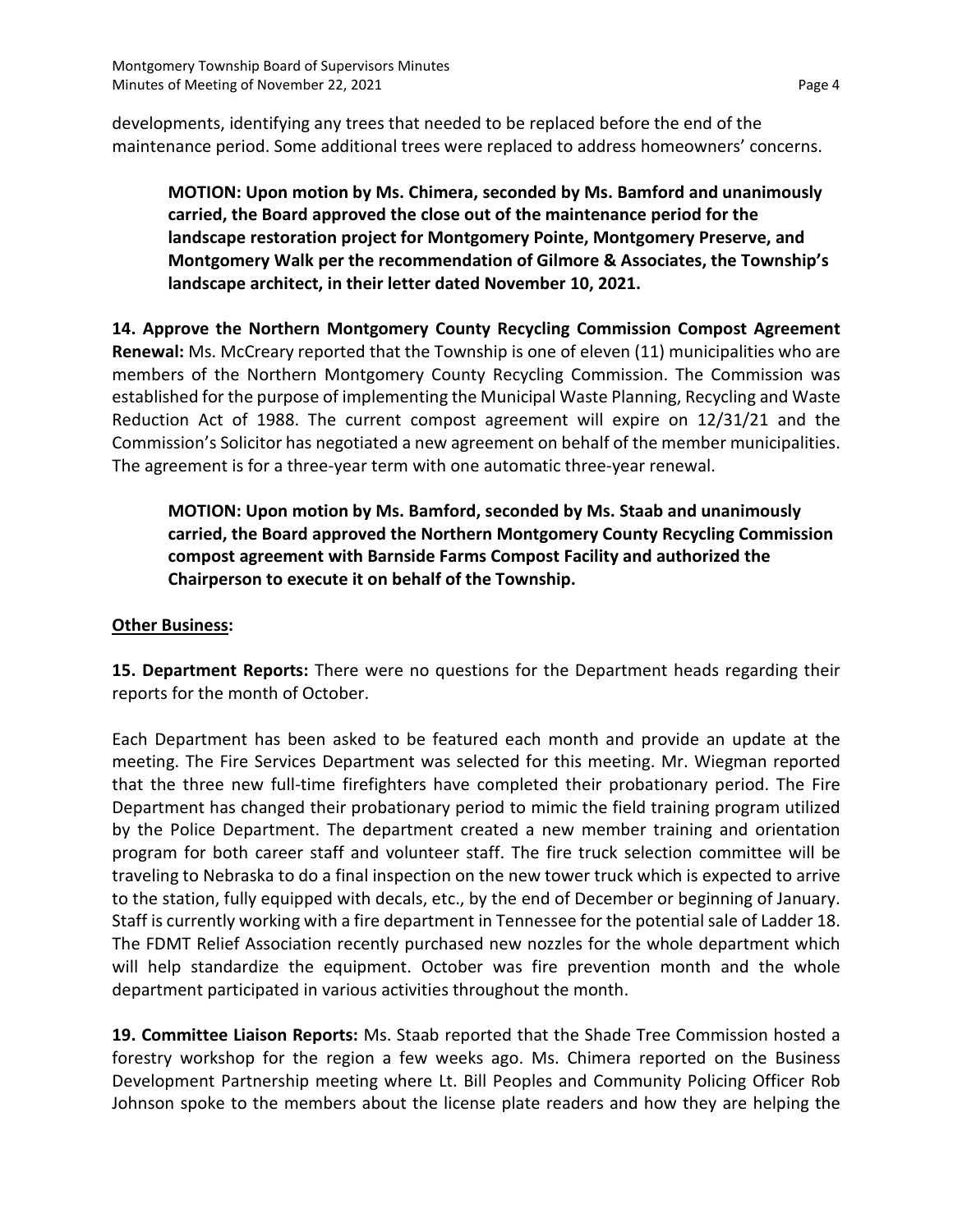developments, identifying any trees that needed to be replaced before the end of the maintenance period. Some additional trees were replaced to address homeowners' concerns.

> **MOTION: Upon motion by Ms. Chimera, seconded by Ms. Bamford and unanimously carried, the Board approved the close out of the maintenance period for the landscape restoration project for Montgomery Pointe, Montgomery Preserve, and Montgomery Walk per the recommendation of Gilmore & Associates, the Township's landscape architect, in their letter dated November 10, 2021.**

**14. Approve the Northern Montgomery County Recycling Commission Compost Agreement Renewal:** Ms. McCreary reported that the Township is one of eleven (11) municipalities who are members of the Northern Montgomery County Recycling Commission. The Commission was established for the purpose of implementing the Municipal Waste Planning, Recycling and Waste Reduction Act of 1988. The current compost agreement will expire on 12/31/21 and the Commission's Solicitor has negotiated a new agreement on behalf of the member municipalities. The agreement is for a three-year term with one automatic three-year renewal.

> **MOTION: Upon motion by Ms. Bamford, seconded by Ms. Staab and unanimously carried, the Board approved the Northern Montgomery County Recycling Commission compost agreement with Barnside Farms Compost Facility and authorized the Chairperson to execute it on behalf of the Township.**

**<u>Other Business</u>:**

**15. Department Reports:** There were no questions for the Department heads regarding their reports for the month of October.

Each Department has been asked to be featured each month and provide an update at the meeting. The Fire Services Department was selected for this meeting. Mr. Wiegman reported that the three new full-time firefighters have completed their probationary period. The Fire Department has changed their probationary period to mimic the field training program utilized by the Police Department. The department created a new member training and orientation program for both career staff and volunteer staff. The fire truck selection committee will be traveling to Nebraska to do a final inspection on the new tower truck which is expected to arrive to the station, fully equipped with decals, etc., by the end of December or beginning of January. Staff is currently working with a fire department in Tennessee for the potential sale of Ladder 18. The FDMT Relief Association recently purchased new nozzles for the whole department which will help standardize the equipment. October was fire prevention month and the whole department participated in various activities throughout the month.

**19. Committee Liaison Reports:** Ms. Staab reported that the Shade Tree Commission hosted a forestry workshop for the region a few weeks ago. Ms. Chimera reported on the Business Development Partnership meeting where Lt. Bill Peoples and Community Policing Officer Rob Johnson spoke to the members about the license plate readers and how they are helping the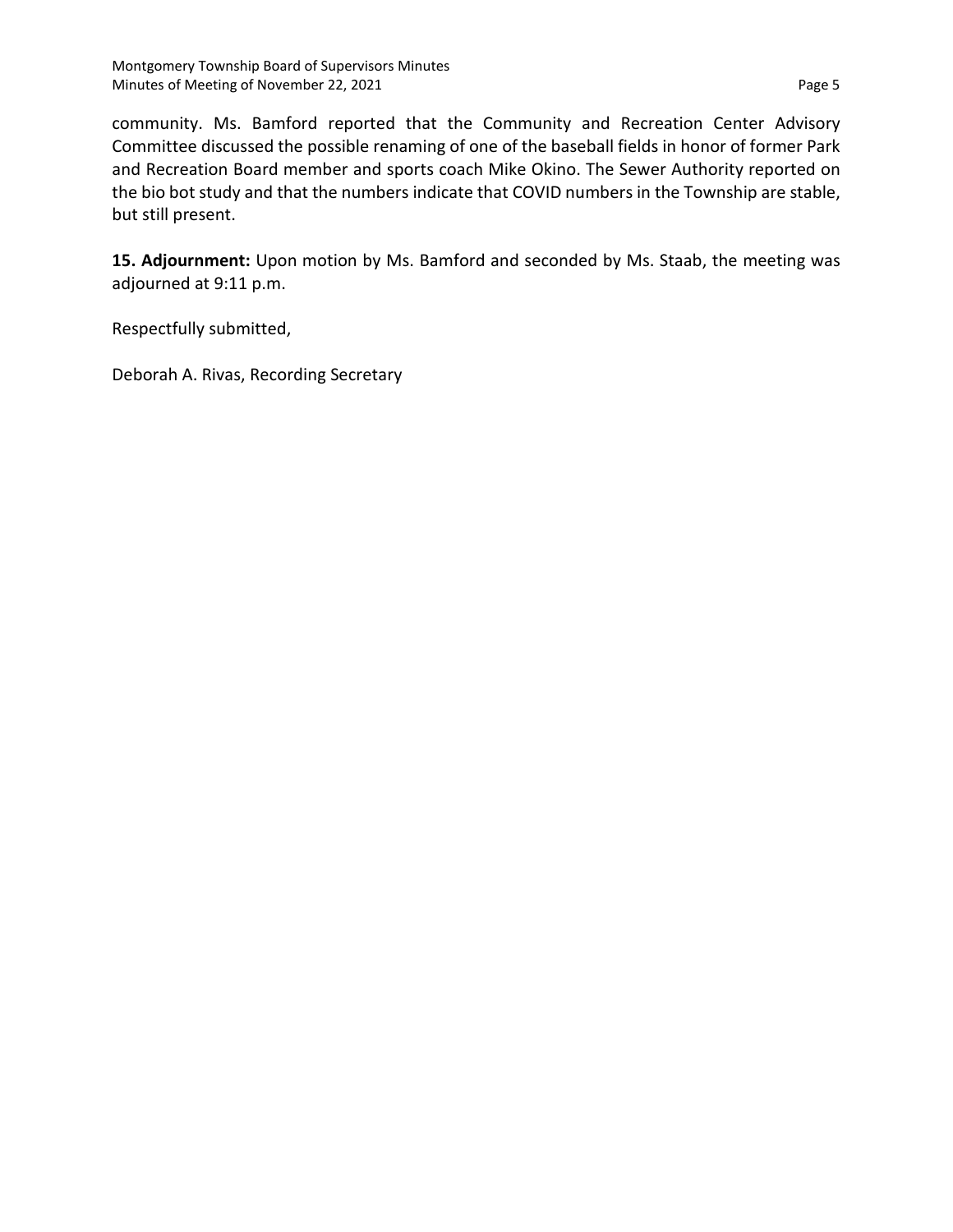community. Ms. Bamford reported that the Community and Recreation Center Advisory Committee discussed the possible renaming of one of the baseball fields in honor of former Park and Recreation Board member and sports coach Mike Okino. The Sewer Authority reported on the bio bot study and that the numbers indicate that COVID numbers in the Township are stable, but still present.

**15. Adjournment:** Upon motion by Ms. Bamford and seconded by Ms. Staab, the meeting was adjourned at 9:11 p.m.

Respectfully submitted,

Deborah A. Rivas, Recording Secretary